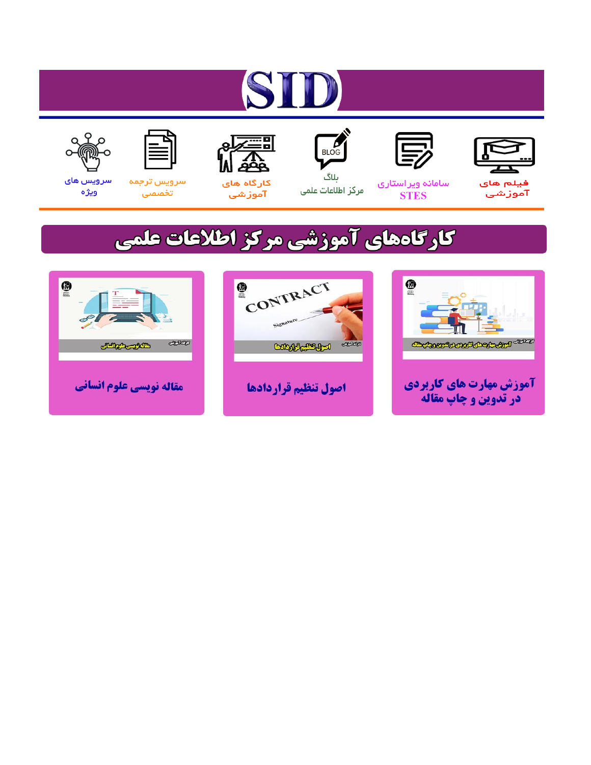# SID

فیلم های آموزشی

سامانه ویراستاری STES

بلاگ مرکز اطلاعات علمی

کارگاه های آموزشی

سرویس ترجمه تخصصی

سرویس های ویژه

## کارگاه‌های آموزشی مرکز اطلاعات علمی

آموزش مهارت های کاربردی در تدوین و چاپ مقاله

اصول تنظیم قراردادها

مقاله نویسی علوم انسانی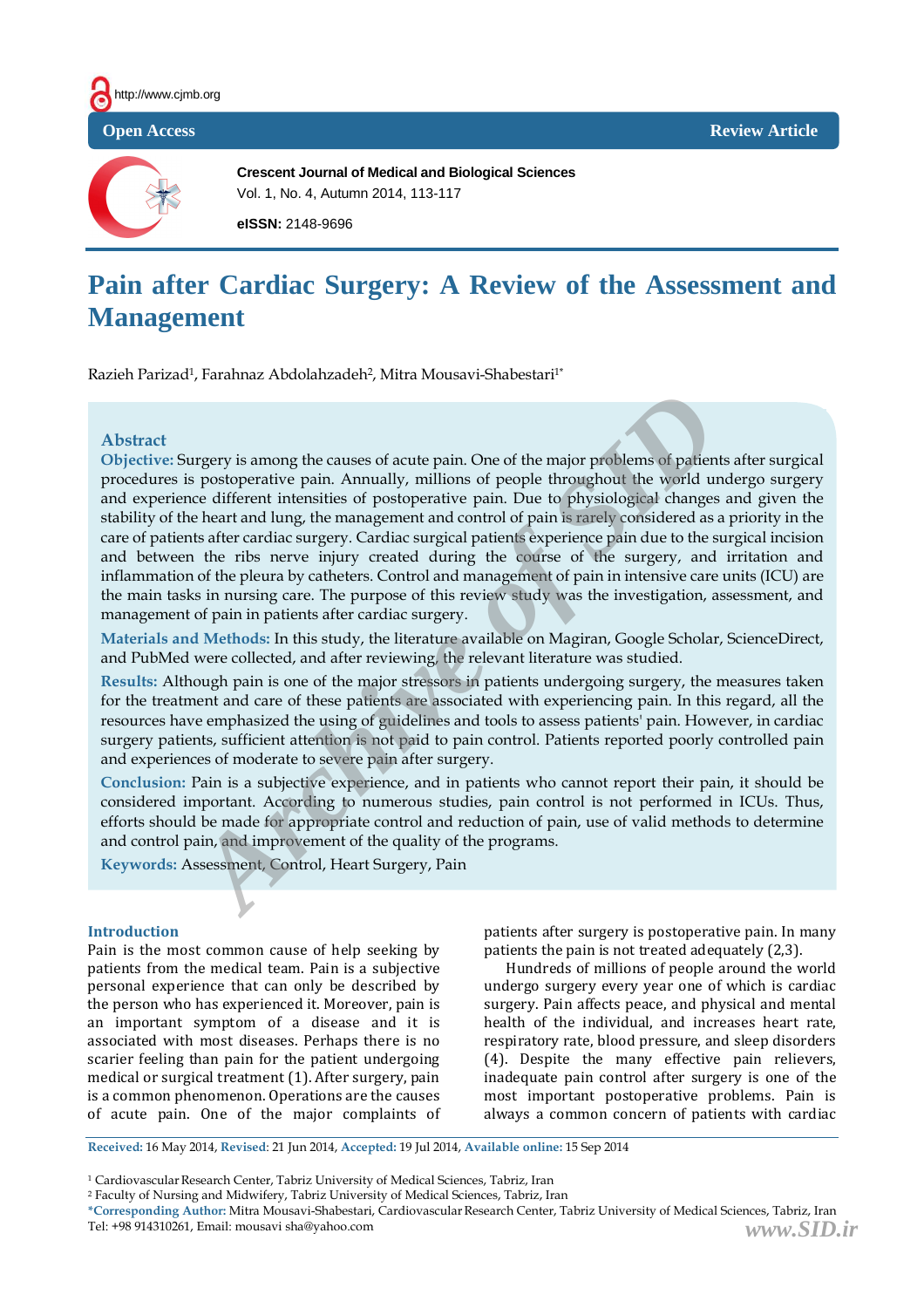Open Access | Review Article

**Crescent Journal of Medical and Biological Sciences**

**eISSN:** 2148-9696

# Pain after Cardiac Surgery: A Review of the Assessment and Management

Razieh Parizad[1], Farahnaz Abdolahzadeh[2], Mitra Mousavi-Shabestari[1*]

## Abstract

**Objective:** Surgery is among the causes of acute pain. One of the major problems of patients after surgical procedures is postoperative pain. Annually, millions of people throughout the world undergo surgery and experience different intensities of postoperative pain. Due to physiological changes and given the stability of the heart and lung, the management and control of pain is rarely considered as a priority in the care of patients after cardiac surgery. Cardiac surgical patients experience pain due to the surgical incision and between the ribs nerve injury created during the course of the surgery, and irritation and inflammation of the pleura by catheters. Control and management of pain in intensive care units (ICU) are the main tasks in nursing care. The purpose of this review study was the investigation, assessment, and management of pain in patients after cardiac surgery.

**Materials and Methods:** In this study, the literature available on Magiran, Google Scholar, ScienceDirect, and PubMed were collected, and after reviewing, the relevant literature was studied.

**Results:** Although pain is one of the major stressors in patients undergoing surgery, the measures taken for the treatment and care of these patients are associated with experiencing pain. In this regard, all the resources have emphasized the using of guidelines and tools to assess patients' pain. However, in cardiac surgery patients, sufficient attention is not paid to pain control. Patients reported poorly controlled pain and experiences of moderate to severe pain after surgery.

**Conclusion:** Pain is a subjective experience, and in patients who cannot report their pain, it should be considered important. According to numerous studies, pain control is not performed in ICUs. Thus, efforts should be made for appropriate control and reduction of pain, use of valid methods to determine and control pain, and improvement of the quality of the programs.

**Keywords:** Assessment, Control, Heart Surgery, Pain

## Introduction

Pain is the most common cause of help seeking by patients from the medical team. Pain is a subjective personal experience that can only be described by the person who has experienced it. Moreover, pain is an important symptom of a disease and it is associated with most diseases. Perhaps there is no scarier feeling than pain for the patient undergoing medical or surgical treatment (1). After surgery, pain is a common phenomenon. Operations are the causes of acute pain. One of the major complaints of patients after surgery is postoperative pain. In many patients the pain is not treated adequately (2,3).

Hundreds of millions of people around the world undergo surgery every year one of which is cardiac surgery. Pain affects peace, and physical and mental health of the individual, and increases heart rate, respiratory rate, blood pressure, and sleep disorders (4). Despite the many effective pain relievers, inadequate pain control after surgery is one of the most important postoperative problems. Pain is always a common concern of patients with cardiac

**Received:** 16 May 2014, **Revised:** 21 Jun 2014, **Accepted:** 19 Jul 2014, **Available online:** 15 Sep 2014

[1] Cardiovascular Research Center, Tabriz University of Medical Sciences, Tabriz, Iran
[2] Faculty of Nursing and Midwifery, Tabriz University of Medical Sciences, Tabriz, Iran
***Corresponding Author:** Mitra Mousavi-Shabestari, Cardiovascular Research Center, Tabriz University of Medical Sciences, Tabriz, Iran
Tel: +98 914310261, Email: mousavi sha@yahoo.com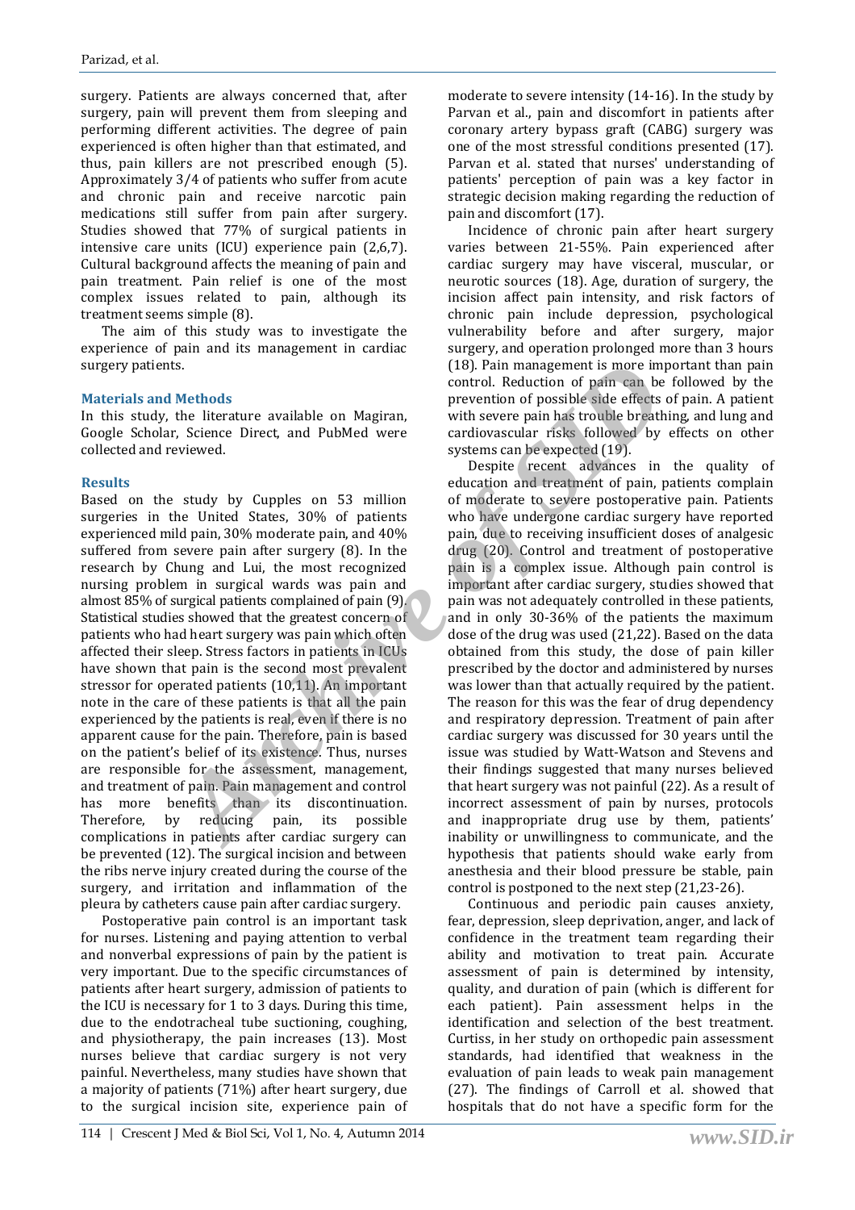surgery. Patients are always concerned that, after surgery, pain will prevent them from sleeping and performing different activities. The degree of pain experienced is often higher than that estimated, and thus, pain killers are not prescribed enough (5). Approximately 3/4 of patients who suffer from acute and chronic pain and receive narcotic pain medications still suffer from pain after surgery. Studies showed that 77% of surgical patients in intensive care units (ICU) experience pain (2,6,7). Cultural background affects the meaning of pain and pain treatment. Pain relief is one of the most complex issues related to pain, although its treatment seems simple (8).

The aim of this study was to investigate the experience of pain and its management in cardiac surgery patients.

## Materials and Methods

In this study, the literature available on Magiran, Google Scholar, Science Direct, and PubMed were collected and reviewed.

## Results

Based on the study by Cupples on 53 million surgeries in the United States, 30% of patients experienced mild pain, 30% moderate pain, and 40% suffered from severe pain after surgery (8). In the research by Chung and Lui, the most recognized nursing problem in surgical wards was pain and almost 85% of surgical patients complained of pain (9). Statistical studies showed that the greatest concern of patients who had heart surgery was pain which often affected their sleep. Stress factors in patients in ICUs have shown that pain is the second most prevalent stressor for operated patients (10,11). An important note in the care of these patients is that all the pain experienced by the patients is real, even if there is no apparent cause for the pain. Therefore, pain is based on the patient's belief of its existence. Thus, nurses are responsible for the assessment, management, and treatment of pain. Pain management and control has more benefits than its discontinuation. Therefore, by reducing pain, its possible complications in patients after cardiac surgery can be prevented (12). The surgical incision and between the ribs nerve injury created during the course of the surgery, and irritation and inflammation of the pleura by catheters cause pain after cardiac surgery.

Postoperative pain control is an important task for nurses. Listening and paying attention to verbal and nonverbal expressions of pain by the patient is very important. Due to the specific circumstances of patients after heart surgery, admission of patients to the ICU is necessary for 1 to 3 days. During this time, due to the endotracheal tube suctioning, coughing, and physiotherapy, the pain increases (13). Most nurses believe that cardiac surgery is not very painful. Nevertheless, many studies have shown that a majority of patients (71%) after heart surgery, due to the surgical incision site, experience pain of moderate to severe intensity (14-16). In the study by Parvan et al., pain and discomfort in patients after coronary artery bypass graft (CABG) surgery was one of the most stressful conditions presented (17). Parvan et al. stated that nurses' understanding of patients' perception of pain was a key factor in strategic decision making regarding the reduction of pain and discomfort (17).

Incidence of chronic pain after heart surgery varies between 21-55%. Pain experienced after cardiac surgery may have visceral, muscular, or neurotic sources (18). Age, duration of surgery, the incision affect pain intensity, and risk factors of chronic pain include depression, psychological vulnerability before and after surgery, major surgery, and operation prolonged more than 3 hours (18). Pain management is more important than pain control. Reduction of pain can be followed by the prevention of possible side effects of pain. A patient with severe pain has trouble breathing, and lung and cardiovascular risks followed by effects on other systems can be expected (19).

Despite recent advances in the quality of education and treatment of pain, patients complain of moderate to severe postoperative pain. Patients who have undergone cardiac surgery have reported pain, due to receiving insufficient doses of analgesic drug (20). Control and treatment of postoperative pain is a complex issue. Although pain control is important after cardiac surgery, studies showed that pain was not adequately controlled in these patients, and in only 30-36% of the patients the maximum dose of the drug was used (21,22). Based on the data obtained from this study, the dose of pain killer prescribed by the doctor and administered by nurses was lower than that actually required by the patient. The reason for this was the fear of drug dependency and respiratory depression. Treatment of pain after cardiac surgery was discussed for 30 years until the issue was studied by Watt-Watson and Stevens and their findings suggested that many nurses believed that heart surgery was not painful (22). As a result of incorrect assessment of pain by nurses, protocols and inappropriate drug use by them, patients' inability or unwillingness to communicate, and the hypothesis that patients should wake early from anesthesia and their blood pressure be stable, pain control is postponed to the next step (21,23-26).

Continuous and periodic pain causes anxiety, fear, depression, sleep deprivation, anger, and lack of confidence in the treatment team regarding their ability and motivation to treat pain. Accurate assessment of pain is determined by intensity, quality, and duration of pain (which is different for each patient). Pain assessment helps in the identification and selection of the best treatment. Curtiss, in her study on orthopedic pain assessment standards, had identified that weakness in the evaluation of pain leads to weak pain management (27). The findings of Carroll et al. showed that hospitals that do not have a specific form for the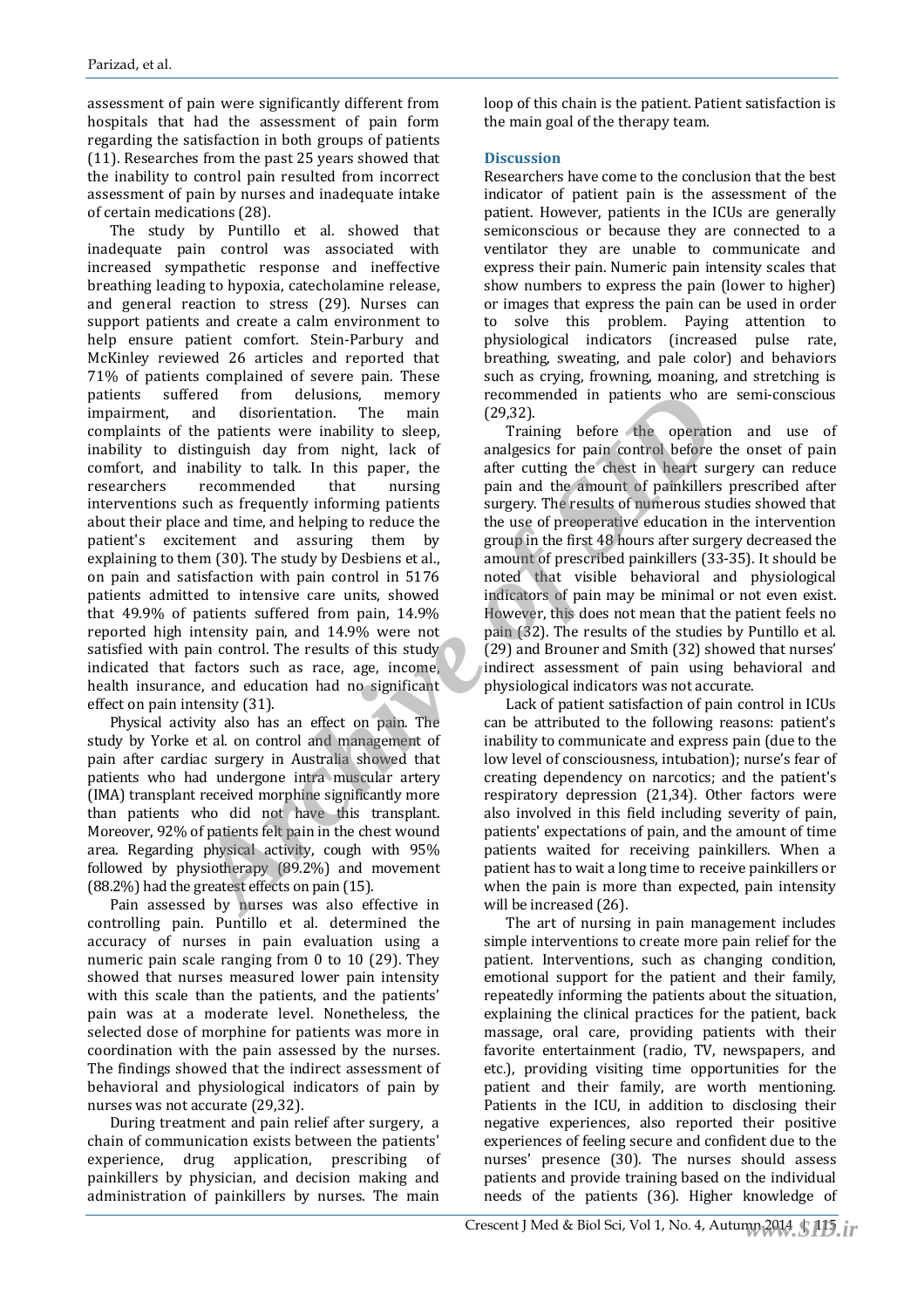assessment of pain were significantly different from hospitals that had the assessment of pain form regarding the satisfaction in both groups of patients (11). Researches from the past 25 years showed that the inability to control pain resulted from incorrect assessment of pain by nurses and inadequate intake of certain medications (28).

The study by Puntillo et al. showed that inadequate pain control was associated with increased sympathetic response and ineffective breathing leading to hypoxia, catecholamine release, and general reaction to stress (29). Nurses can support patients and create a calm environment to help ensure patient comfort. Stein-Parbury and McKinley reviewed 26 articles and reported that 71% of patients complained of severe pain. These patients suffered from delusions, memory impairment, and disorientation. The main complaints of the patients were inability to sleep, inability to distinguish day from night, lack of comfort, and inability to talk. In this paper, the researchers recommended that nursing interventions such as frequently informing patients about their place and time, and helping to reduce the patient's excitement and assuring them by explaining to them (30). The study by Desbiens et al., on pain and satisfaction with pain control in 5176 patients admitted to intensive care units, showed that 49.9% of patients suffered from pain, 14.9% reported high intensity pain, and 14.9% were not satisfied with pain control. The results of this study indicated that factors such as race, age, income, health insurance, and education had no significant effect on pain intensity (31).

Physical activity also has an effect on pain. The study by Yorke et al. on control and management of pain after cardiac surgery in Australia showed that patients who had undergone intra muscular artery (IMA) transplant received morphine significantly more than patients who did not have this transplant. Moreover, 92% of patients felt pain in the chest wound area. Regarding physical activity, cough with 95% followed by physiotherapy (89.2%) and movement (88.2%) had the greatest effects on pain (15).

Pain assessed by nurses was also effective in controlling pain. Puntillo et al. determined the accuracy of nurses in pain evaluation using a numeric pain scale ranging from 0 to 10 (29). They showed that nurses measured lower pain intensity with this scale than the patients, and the patients' pain was at a moderate level. Nonetheless, the selected dose of morphine for patients was more in coordination with the pain assessed by the nurses. The findings showed that the indirect assessment of behavioral and physiological indicators of pain by nurses was not accurate (29,32).

During treatment and pain relief after surgery, a chain of communication exists between the patients' experience, drug application, prescribing of painkillers by physician, and decision making and administration of painkillers by nurses. The main loop of this chain is the patient. Patient satisfaction is the main goal of the therapy team.

## Discussion

Researchers have come to the conclusion that the best indicator of patient pain is the assessment of the patient. However, patients in the ICUs are generally semiconscious or because they are connected to a ventilator they are unable to communicate and express their pain. Numeric pain intensity scales that show numbers to express the pain (lower to higher) or images that express the pain can be used in order to solve this problem. Paying attention to physiological indicators (increased pulse rate, breathing, sweating, and pale color) and behaviors such as crying, frowning, moaning, and stretching is recommended in patients who are semi-conscious (29,32).

Training before the operation and use of analgesics for pain control before the onset of pain after cutting the chest in heart surgery can reduce pain and the amount of painkillers prescribed after surgery. The results of numerous studies showed that the use of preoperative education in the intervention group in the first 48 hours after surgery decreased the amount of prescribed painkillers (33-35). It should be noted that visible behavioral and physiological indicators of pain may be minimal or not even exist. However, this does not mean that the patient feels no pain (32). The results of the studies by Puntillo et al. (29) and Brouner and Smith (32) showed that nurses' indirect assessment of pain using behavioral and physiological indicators was not accurate.

Lack of patient satisfaction of pain control in ICUs can be attributed to the following reasons: patient's inability to communicate and express pain (due to the low level of consciousness, intubation); nurse's fear of creating dependency on narcotics; and the patient's respiratory depression (21,34). Other factors were also involved in this field including severity of pain, patients' expectations of pain, and the amount of time patients waited for receiving painkillers. When a patient has to wait a long time to receive painkillers or when the pain is more than expected, pain intensity will be increased (26).

The art of nursing in pain management includes simple interventions to create more pain relief for the patient. Interventions, such as changing condition, emotional support for the patient and their family, repeatedly informing the patients about the situation, explaining the clinical practices for the patient, back massage, oral care, providing patients with their favorite entertainment (radio, TV, newspapers, and etc.), providing visiting time opportunities for the patient and their family, are worth mentioning. Patients in the ICU, in addition to disclosing their negative experiences, also reported their positive experiences of feeling secure and confident due to the nurses' presence (30). The nurses should assess patients and provide training based on the individual needs of the patients (36). Higher knowledge of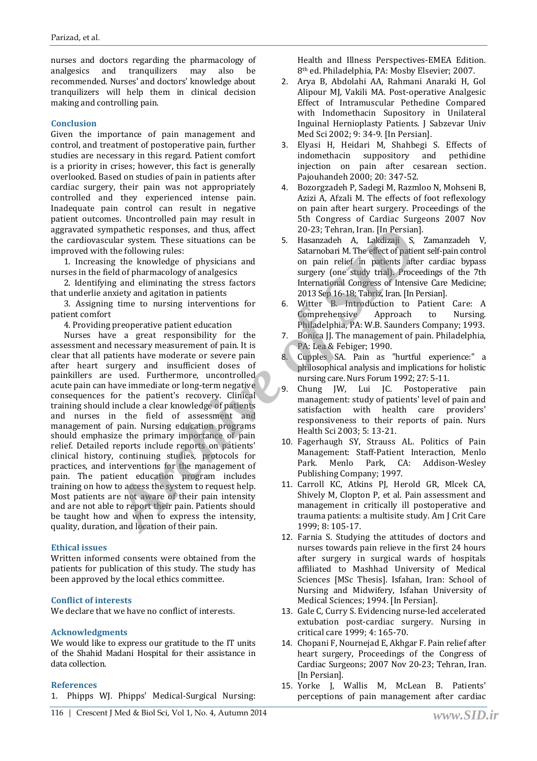nurses and doctors regarding the pharmacology of analgesics and tranquilizers may also be recommended. Nurses' and doctors' knowledge about tranquilizers will help them in clinical decision making and controlling pain.

## Conclusion

Given the importance of pain management and control, and treatment of postoperative pain, further studies are necessary in this regard. Patient comfort is a priority in crises; however, this fact is generally overlooked. Based on studies of pain in patients after cardiac surgery, their pain was not appropriately controlled and they experienced intense pain. Inadequate pain control can result in negative patient outcomes. Uncontrolled pain may result in aggravated sympathetic responses, and thus, affect the cardiovascular system. These situations can be improved with the following rules:

1. Increasing the knowledge of physicians and nurses in the field of pharmacology of analgesics
2. Identifying and eliminating the stress factors that underlie anxiety and agitation in patients
3. Assigning time to nursing interventions for patient comfort
4. Providing preoperative patient education

Nurses have a great responsibility for the assessment and necessary measurement of pain. It is clear that all patients have moderate or severe pain after heart surgery and insufficient doses of painkillers are used. Furthermore, uncontrolled acute pain can have immediate or long-term negative consequences for the patient's recovery. Clinical training should include a clear knowledge of patients and nurses in the field of assessment and management of pain. Nursing education programs should emphasize the primary importance of pain relief. Detailed reports include reports on patients' clinical history, continuing studies, protocols for practices, and interventions for the management of pain. The patient education program includes training on how to access the system to request help. Most patients are not aware of their pain intensity and are not able to report their pain. Patients should be taught how and when to express the intensity, quality, duration, and location of their pain.

## Ethical issues

Written informed consents were obtained from the patients for publication of this study. The study has been approved by the local ethics committee.

## Conflict of interests

We declare that we have no conflict of interests.

## Acknowledgments

We would like to express our gratitude to the IT units of the Shahid Madani Hospital for their assistance in data collection.

## References

1. Phipps WJ. Phipps' Medical-Surgical Nursing: Health and Illness Perspectives-EMEA Edition. 8th ed. Philadelphia, PA: Mosby Elsevier; 2007.
2. Arya B, Abdolahi AA, Rahmani Anaraki H, Gol Alipour MJ, Vakili MA. Post-operative Analgesic Effect of Intramuscular Pethedine Compared with Indomethacin Supository in Unilateral Inguinal Hernioplasty Patients. J Sabzevar Univ Med Sci 2002; 9: 34-9. [In Persian].
3. Elyasi H, Heidari M, Shahbegi S. Effects of indomethacin suppository and pethidine injection on pain after cesarean section. Pajouhandeh 2000; 20: 347-52.
4. Bozorgzadeh P, Sadegi M, Razmloo N, Mohseni B, Azizi A, Afzali M. The effects of foot reflexology on pain after heart surgery. Proceedings of the 5th Congress of Cardiac Surgeons 2007 Nov 20-23; Tehran, Iran. [In Persian].
5. Hasanzadeh A, Lakdizaji S, Zamanzadeh V, Satarnobari M. The effect of patient self-pain control on pain relief in patients after cardiac bypass surgery (one study trial). Proceedings of the 7th International Congress of Intensive Care Medicine; 2013 Sep 16-18; Tabriz, Iran. [In Persian].
6. Witter B. Introduction to Patient Care: A Comprehensive Approach to Nursing. Philadelphia, PA: W.B. Saunders Company; 1993.
7. Bonica JJ. The management of pain. Philadelphia, PA: Lea & Febiger; 1990.
8. Cupples SA. Pain as "hurtful experience:" a philosophical analysis and implications for holistic nursing care. Nurs Forum 1992; 27: 5-11.
9. Chung JW, Lui JC. Postoperative pain management: study of patients' level of pain and satisfaction with health care providers' responsiveness to their reports of pain. Nurs Health Sci 2003; 5: 13-21.
10. Fagerhaugh SY, Strauss AL. Politics of Pain Management: Staff-Patient Interaction, Menlo Park. Menlo Park, CA: Addison-Wesley Publishing Company; 1997.
11. Carroll KC, Atkins PJ, Herold GR, Mlcek CA, Shively M, Clopton P, et al. Pain assessment and management in critically ill postoperative and trauma patients: a multisite study. Am J Crit Care 1999; 8: 105-17.
12. Farnia S. Studying the attitudes of doctors and nurses towards pain relieve in the first 24 hours after surgery in surgical wards of hospitals affiliated to Mashhad University of Medical Sciences [MSc Thesis]. Isfahan, Iran: School of Nursing and Midwifery, Isfahan University of Medical Sciences; 1994. [In Persian].
13. Gale C, Curry S. Evidencing nurse-led accelerated extubation post-cardiac surgery. Nursing in critical care 1999; 4: 165-70.
14. Chopani F, Nournejad E, Akhgar F. Pain relief after heart surgery, Proceedings of the Congress of Cardiac Surgeons; 2007 Nov 20-23; Tehran, Iran. [In Persian].
15. Yorke J, Wallis M, McLean B. Patients' perceptions of pain management after cardiac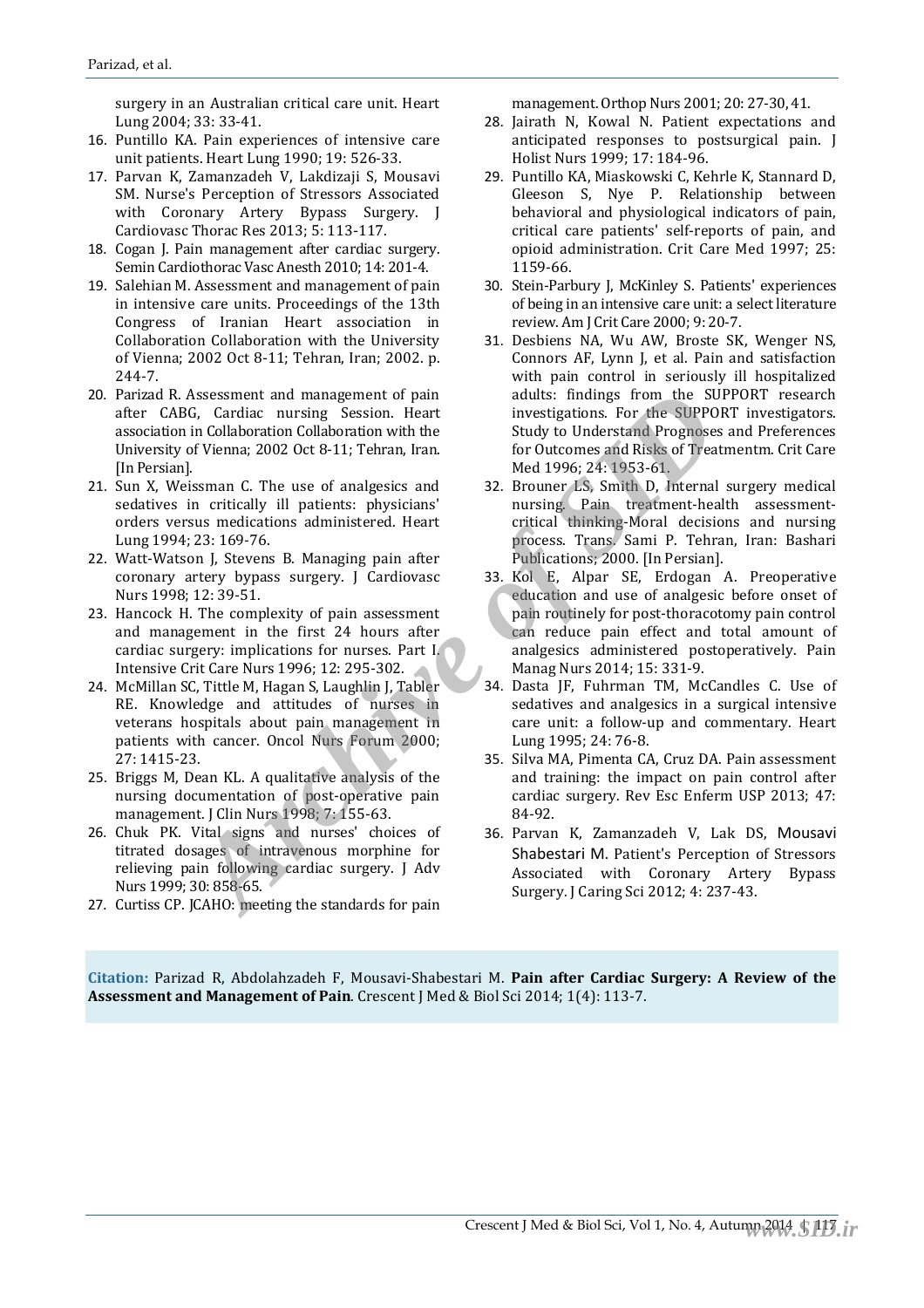surgery in an Australian critical care unit. Heart Lung 2004; 33: 33-41.

16. Puntillo KA. Pain experiences of intensive care unit patients. Heart Lung 1990; 19: 526-33.
17. Parvan K, Zamanzadeh V, Lakdizaji S, Mousavi SM. Nurse's Perception of Stressors Associated with Coronary Artery Bypass Surgery. J Cardiovasc Thorac Res 2013; 5: 113-117.
18. Cogan J. Pain management after cardiac surgery. Semin Cardiothorac Vasc Anesth 2010; 14: 201-4.
19. Salehian M. Assessment and management of pain in intensive care units. Proceedings of the 13th Congress of Iranian Heart association in Collaboration Collaboration with the University of Vienna; 2002 Oct 8-11; Tehran, Iran; 2002. p. 244-7.
20. Parizad R. Assessment and management of pain after CABG, Cardiac nursing Session. Heart association in Collaboration Collaboration with the University of Vienna; 2002 Oct 8-11; Tehran, Iran. [In Persian].
21. Sun X, Weissman C. The use of analgesics and sedatives in critically ill patients: physicians' orders versus medications administered. Heart Lung 1994; 23: 169-76.
22. Watt-Watson J, Stevens B. Managing pain after coronary artery bypass surgery. J Cardiovasc Nurs 1998; 12: 39-51.
23. Hancock H. The complexity of pain assessment and management in the first 24 hours after cardiac surgery: implications for nurses. Part I. Intensive Crit Care Nurs 1996; 12: 295-302.
24. McMillan SC, Tittle M, Hagan S, Laughlin J, Tabler RE. Knowledge and attitudes of nurses in veterans hospitals about pain management in patients with cancer. Oncol Nurs Forum 2000; 27: 1415-23.
25. Briggs M, Dean KL. A qualitative analysis of the nursing documentation of post-operative pain management. J Clin Nurs 1998; 7: 155-63.
26. Chuk PK. Vital signs and nurses' choices of titrated dosages of intravenous morphine for relieving pain following cardiac surgery. J Adv Nurs 1999; 30: 858-65.
27. Curtiss CP. JCAHO: meeting the standards for pain management. Orthop Nurs 2001; 20: 27-30, 41.
28. Jairath N, Kowal N. Patient expectations and anticipated responses to postsurgical pain. J Holist Nurs 1999; 17: 184-96.
29. Puntillo KA, Miaskowski C, Kehrle K, Stannard D, Gleeson S, Nye P. Relationship between behavioral and physiological indicators of pain, critical care patients' self-reports of pain, and opioid administration. Crit Care Med 1997; 25: 1159-66.
30. Stein-Parbury J, McKinley S. Patients' experiences of being in an intensive care unit: a select literature review. Am J Crit Care 2000; 9: 20-7.
31. Desbiens NA, Wu AW, Broste SK, Wenger NS, Connors AF, Lynn J, et al. Pain and satisfaction with pain control in seriously ill hospitalized adults: findings from the SUPPORT research investigations. For the SUPPORT investigators. Study to Understand Prognoses and Preferences for Outcomes and Risks of Treatmentm. Crit Care Med 1996; 24: 1953-61.
32. Brouner LS, Smith D, Internal surgery medical nursing. Pain treatment-health assessment-critical thinking-Moral decisions and nursing process. Trans. Sami P. Tehran, Iran: Bashari Publications; 2000. [In Persian].
33. Kol E, Alpar SE, Erdogan A. Preoperative education and use of analgesic before onset of pain routinely for post-thoracotomy pain control can reduce pain effect and total amount of analgesics administered postoperatively. Pain Manag Nurs 2014; 15: 331-9.
34. Dasta JF, Fuhrman TM, McCandles C. Use of sedatives and analgesics in a surgical intensive care unit: a follow-up and commentary. Heart Lung 1995; 24: 76-8.
35. Silva MA, Pimenta CA, Cruz DA. Pain assessment and training: the impact on pain control after cardiac surgery. Rev Esc Enferm USP 2013; 47: 84-92.
36. Parvan K, Zamanzadeh V, Lak DS, Mousavi Shabestari M. Patient's Perception of Stressors Associated with Coronary Artery Bypass Surgery. J Caring Sci 2012; 4: 237-43.

**Citation:** Parizad R, Abdolahzadeh F, Mousavi-Shabestari M. **Pain after Cardiac Surgery: A Review of the Assessment and Management of Pain**. Crescent J Med & Biol Sci 2014; 1(4): 113-7.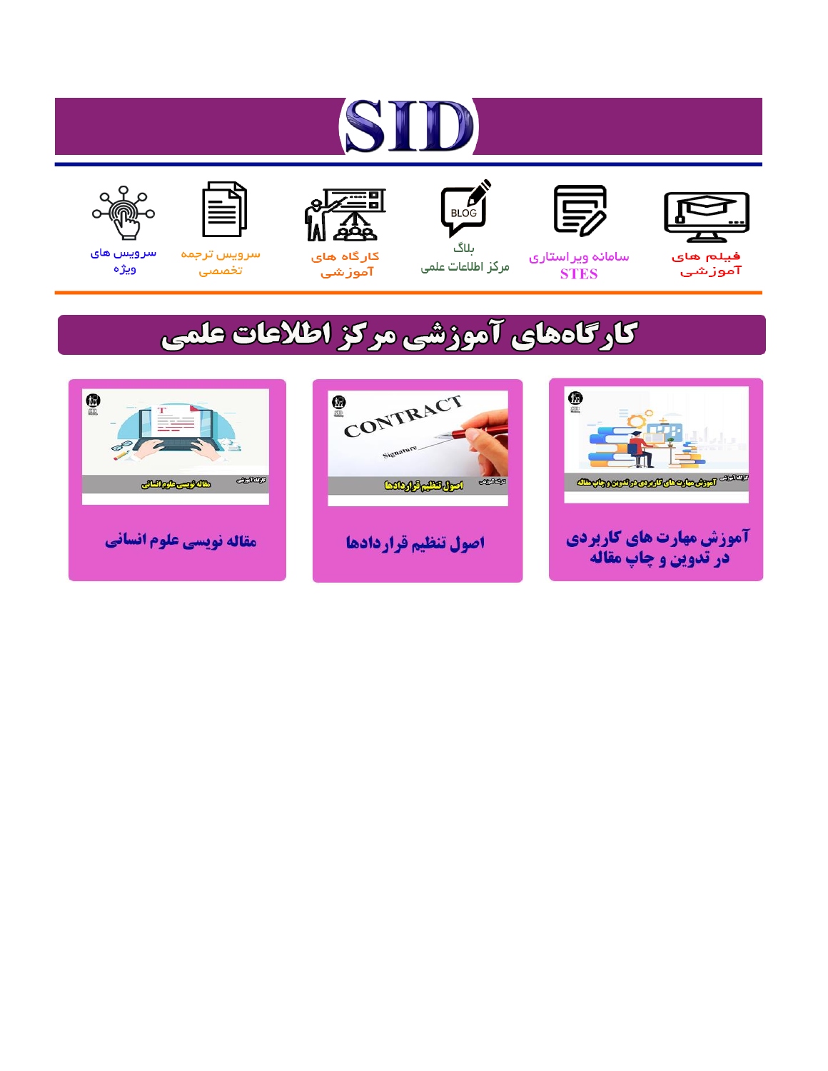# SID

فیلم های آموزشی

سامانه ویراستاری STES

بلاگ مرکز اطلاعات علمی

کارگاه های آموزشی

سرویس ترجمه تخصصی

سرویس های ویژه

## کارگاه‌های آموزشی مرکز اطلاعات علمی

آموزش مهارت های کاربردی در تدوین و چاپ مقاله

اصول تنظیم قراردادها

مقاله نویسی علوم انسانی